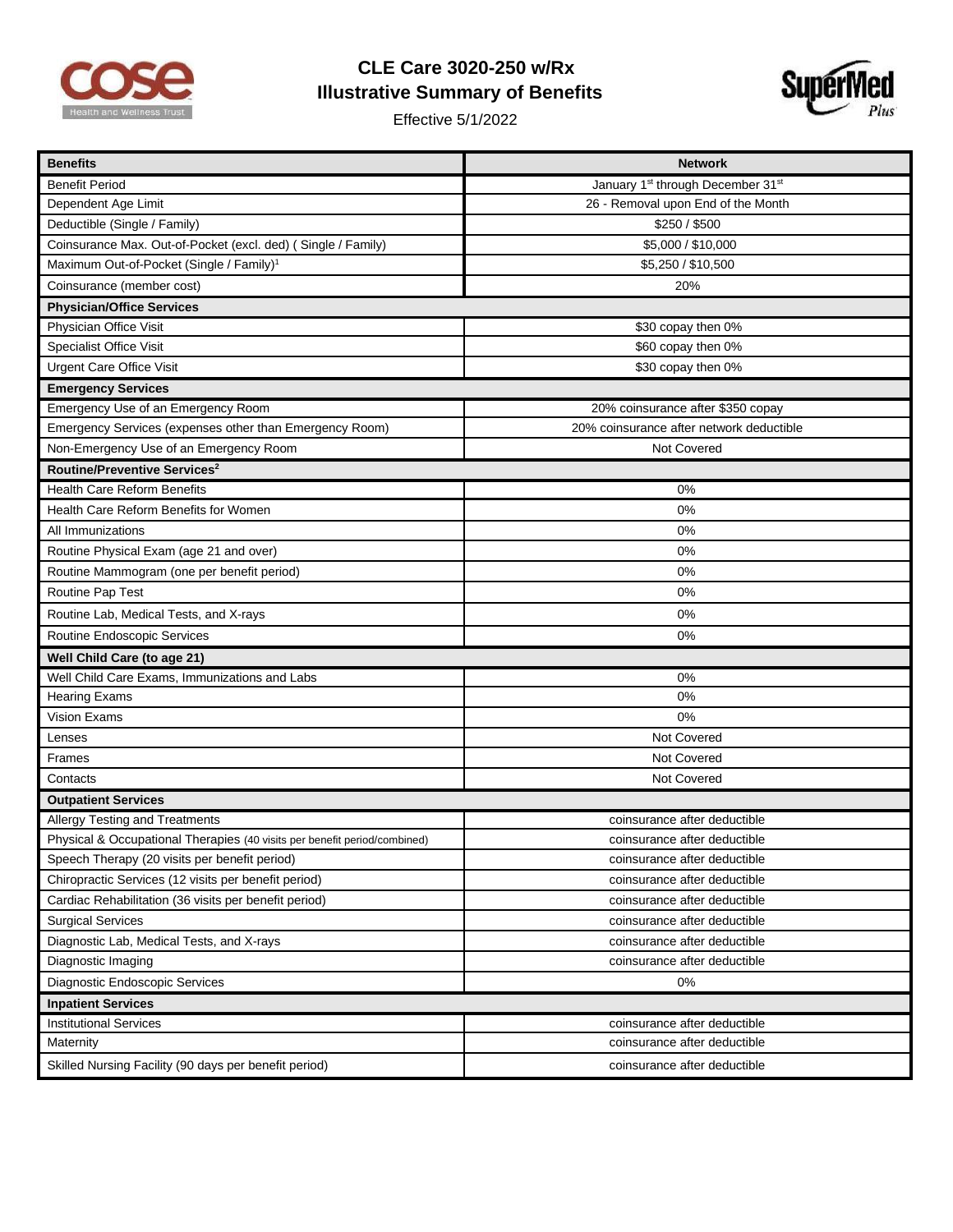# CLE Care 3020-250 w/Rx
## Illustrative Summary of Benefits

Effective 5/1/2022

| Benefits | Network |
|---|---|
| Benefit Period | January 1st through December 31st |
| Dependent Age Limit | 26 - Removal upon End of the Month |
| Deductible (Single / Family) | $250 / $500 |
| Coinsurance Max. Out-of-Pocket (excl. ded) ( Single / Family) | $5,000 / $10,000 |
| Maximum Out-of-Pocket (Single / Family)[1] | $5,250 / $10,500 |
| Coinsurance (member cost) | 20% |
| **Physician/Office Services** | |
| Physician Office Visit | $30 copay then 0% |
| Specialist Office Visit | $60 copay then 0% |
| Urgent Care Office Visit | $30 copay then 0% |
| **Emergency Services** | |
| Emergency Use of an Emergency Room | 20% coinsurance after $350 copay |
| Emergency Services (expenses other than Emergency Room) | 20% coinsurance after network deductible |
| Non-Emergency Use of an Emergency Room | Not Covered |
| **Routine/Preventive Services[2]** | |
| Health Care Reform Benefits | 0% |
| Health Care Reform Benefits for Women | 0% |
| All Immunizations | 0% |
| Routine Physical Exam (age 21 and over) | 0% |
| Routine Mammogram (one per benefit period) | 0% |
| Routine Pap Test | 0% |
| Routine Lab, Medical Tests, and X-rays | 0% |
| Routine Endoscopic Services | 0% |
| **Well Child Care (to age 21)** | |
| Well Child Care Exams, Immunizations and Labs | 0% |
| Hearing Exams | 0% |
| Vision Exams | 0% |
| Lenses | Not Covered |
| Frames | Not Covered |
| Contacts | Not Covered |
| **Outpatient Services** | |
| Allergy Testing and Treatments | coinsurance after deductible |
| Physical & Occupational Therapies (40 visits per benefit period/combined) | coinsurance after deductible |
| Speech Therapy (20 visits per benefit period) | coinsurance after deductible |
| Chiropractic Services (12 visits per benefit period) | coinsurance after deductible |
| Cardiac Rehabilitation (36 visits per benefit period) | coinsurance after deductible |
| Surgical Services | coinsurance after deductible |
| Diagnostic Lab, Medical Tests, and X-rays | coinsurance after deductible |
| Diagnostic Imaging | coinsurance after deductible |
| Diagnostic Endoscopic Services | 0% |
| **Inpatient Services** | |
| Institutional Services | coinsurance after deductible |
| Maternity | coinsurance after deductible |
| Skilled Nursing Facility (90 days per benefit period) | coinsurance after deductible |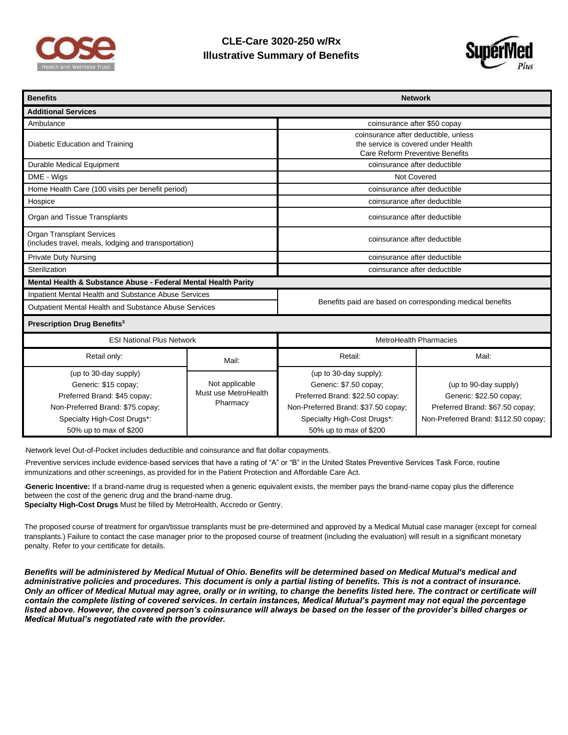# CLE-Care 3020-250 w/Rx
## Illustrative Summary of Benefits

| Benefits | Network |
|---|---|
| **Additional Services** | |
| Ambulance | coinsurance after $50 copay |
| Diabetic Education and Training | coinsurance after deductible, unless the service is covered under Health Care Reform Preventive Benefits |
| Durable Medical Equipment | coinsurance after deductible |
| DME - Wigs | Not Covered |
| Home Health Care (100 visits per benefit period) | coinsurance after deductible |
| Hospice | coinsurance after deductible |
| Organ and Tissue Transplants | coinsurance after deductible |
| Organ Transplant Services (includes travel, meals, lodging and transportation) | coinsurance after deductible |
| Private Duty Nursing | coinsurance after deductible |
| Sterilization | coinsurance after deductible |
| **Mental Health & Substance Abuse - Federal Mental Health Parity** | |
| Inpatient Mental Health and Substance Abuse Services | Benefits paid are based on corresponding medical benefits |
| Outpatient Mental Health and Substance Abuse Services | Benefits paid are based on corresponding medical benefits |

**Prescription Drug Benefits[3]**

| ESI National Plus Network | | MetroHealth Pharmacies | |
|---|---|---|---|
| Retail only: | Mail: | Retail: | Mail: |
| (up to 30-day supply) Generic: $15 copay; Preferred Brand: $45 copay; Non-Preferred Brand: $75 copay; Specialty High-Cost Drugs*: 50% up to max of $200 | Not applicable Must use MetroHealth Pharmacy | (up to 30-day supply): Generic: $7.50 copay; Preferred Brand: $22.50 copay; Non-Preferred Brand: $37.50 copay; Specialty High-Cost Drugs*: 50% up to max of $200 | (up to 90-day supply) Generic: $22.50 copay; Preferred Brand: $67.50 copay; Non-Preferred Brand: $112.50 copay; |

[1]Network level Out-of-Pocket includes deductible and coinsurance and flat dollar copayments.

[2]Preventive services include evidence-based services that have a rating of "A" or "B" in the United States Preventive Services Task Force, routine immunizations and other screenings, as provided for in the Patient Protection and Affordable Care Act.

[3]**Generic Incentive:** If a brand-name drug is requested when a generic equivalent exists, the member pays the brand-name copay plus the difference between the cost of the generic drug and the brand-name drug.
**Specialty High-Cost Drugs** Must be filled by MetroHealth, Accredo or Gentry.

The proposed course of treatment for organ/tissue transplants must be pre-determined and approved by a Medical Mutual case manager (except for corneal transplants.) Failure to contact the case manager prior to the proposed course of treatment (including the evaluation) will result in a significant monetary penalty. Refer to your certificate for details.

***Benefits will be administered by Medical Mutual of Ohio. Benefits will be determined based on Medical Mutual's medical and administrative policies and procedures. This document is only a partial listing of benefits. This is not a contract of insurance. Only an officer of Medical Mutual may agree, orally or in writing, to change the benefits listed here. The contract or certificate will contain the complete listing of covered services. In certain instances, Medical Mutual's payment may not equal the percentage listed above. However, the covered person's coinsurance will always be based on the lesser of the provider's billed charges or Medical Mutual's negotiated rate with the provider.***